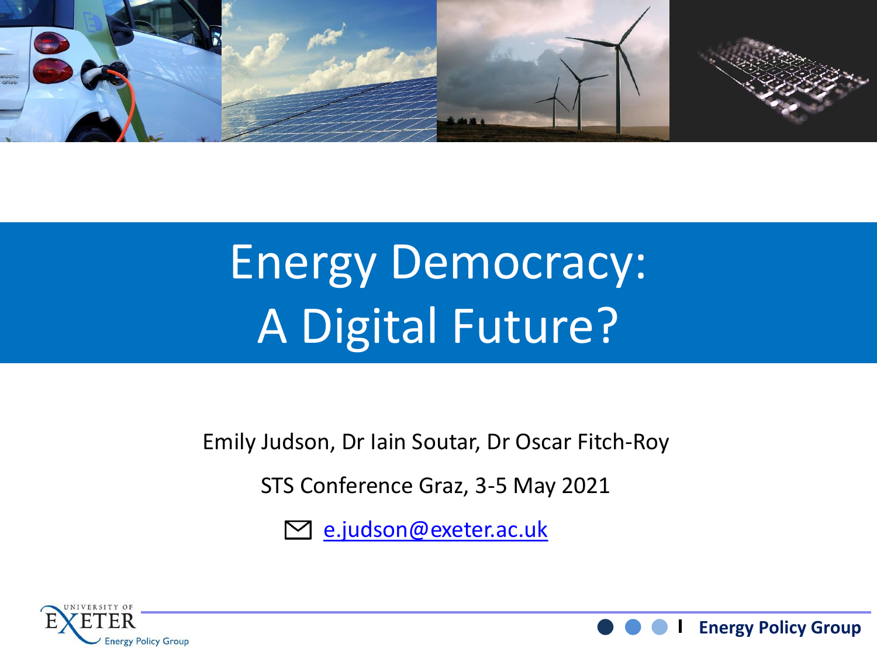# Energy Democracy: A Digital Future?

Emily Judson, Dr Iain Soutar, Dr Oscar Fitch-Roy

STS Conference Graz, 3-5 May 2021

e.judson@exeter.ac.uk

University of Exeter Energy Policy Group

Energy Policy Group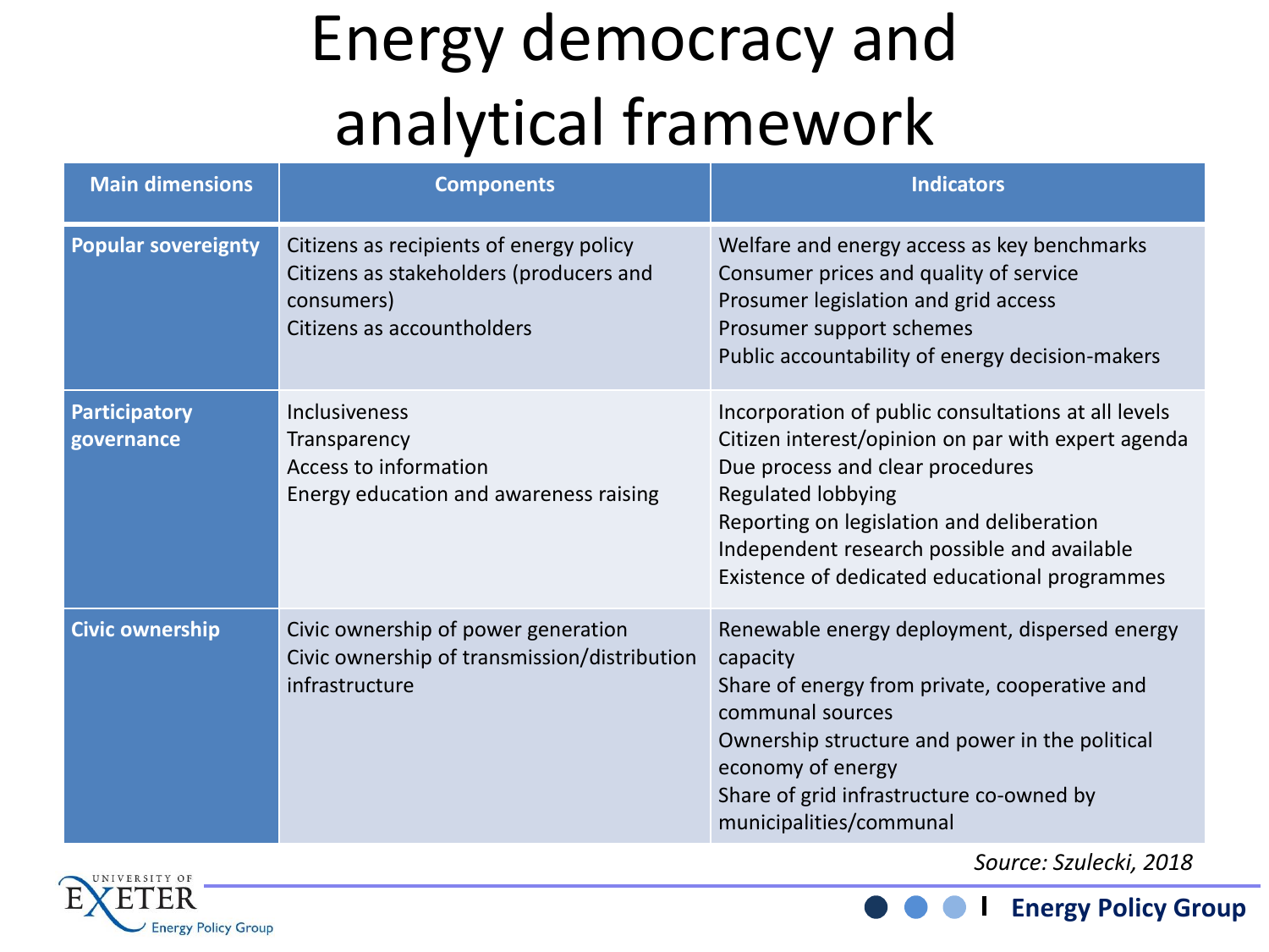# Energy democracy and analytical framework

| Main dimensions | Components | Indicators |
|---|---|---|
| **Popular sovereignty** | Citizens as recipients of energy policy<br>Citizens as stakeholders (producers and consumers)<br>Citizens as accountholders | Welfare and energy access as key benchmarks<br>Consumer prices and quality of service<br>Prosumer legislation and grid access<br>Prosumer support schemes<br>Public accountability of energy decision-makers |
| **Participatory governance** | Inclusiveness<br>Transparency<br>Access to information<br>Energy education and awareness raising | Incorporation of public consultations at all levels<br>Citizen interest/opinion on par with expert agenda<br>Due process and clear procedures<br>Regulated lobbying<br>Reporting on legislation and deliberation<br>Independent research possible and available<br>Existence of dedicated educational programmes |
| **Civic ownership** | Civic ownership of power generation<br>Civic ownership of transmission/distribution infrastructure | Renewable energy deployment, dispersed energy capacity<br>Share of energy from private, cooperative and communal sources<br>Ownership structure and power in the political economy of energy<br>Share of grid infrastructure co-owned by municipalities/communal |

*Source: Szulecki, 2018*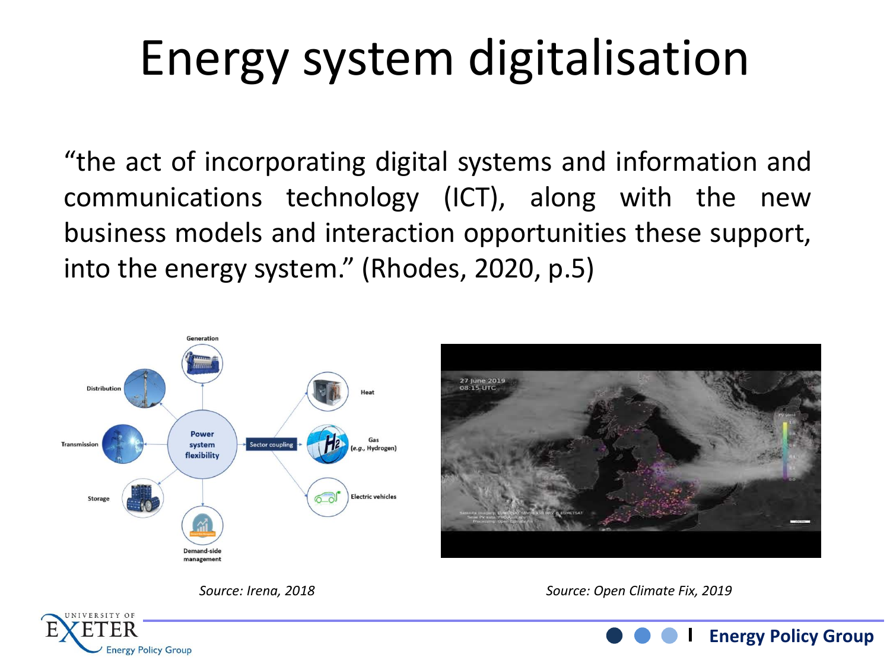# Energy system digitalisation

"the act of incorporating digital systems and information and communications technology (ICT), along with the new business models and interaction opportunities these support, into the energy system." (Rhodes, 2020, p.5)

*Source: Irena, 2018*

*Source: Open Climate Fix, 2019*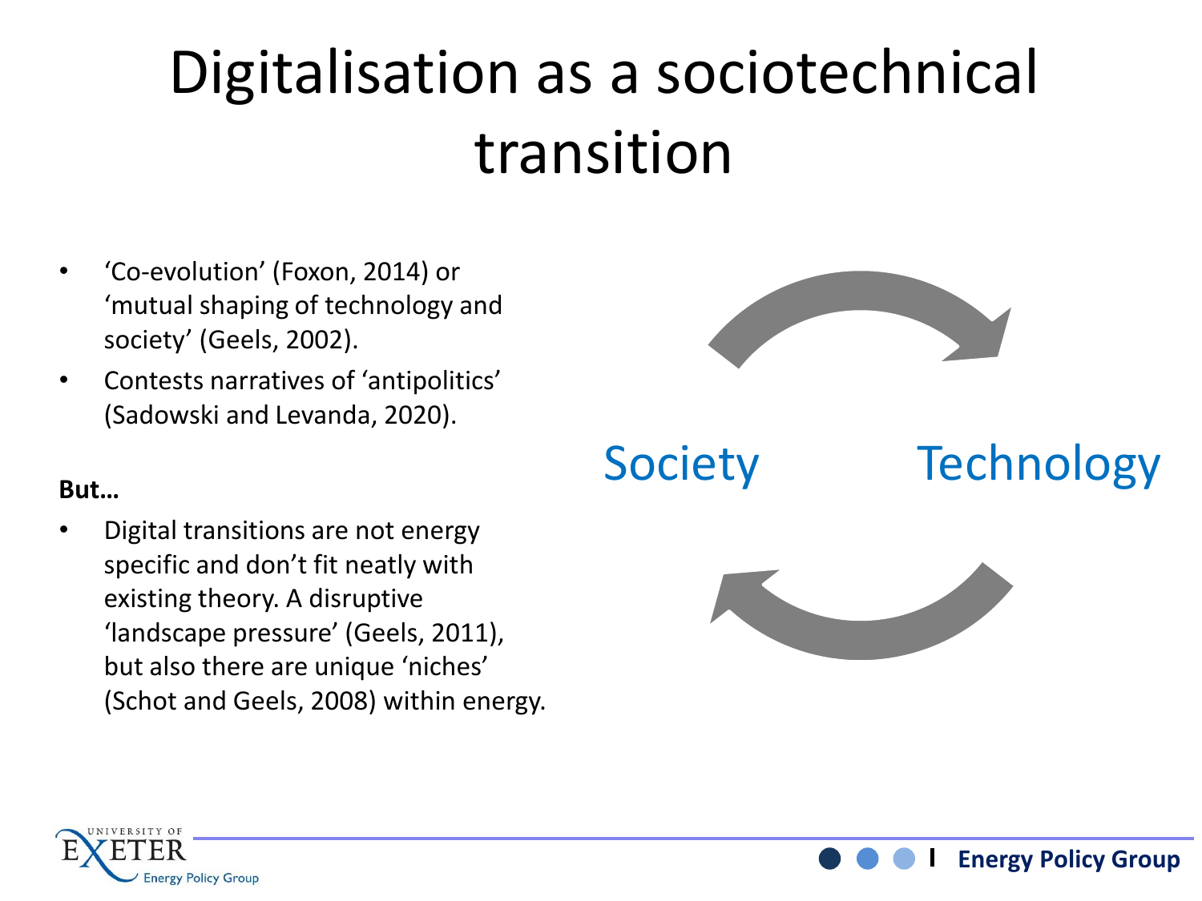# Digitalisation as a sociotechnical transition

- 'Co-evolution' (Foxon, 2014) or 'mutual shaping of technology and society' (Geels, 2002).
- Contests narratives of 'antipolitics' (Sadowski and Levanda, 2020).

**But…**

- Digital transitions are not energy specific and don't fit neatly with existing theory. A disruptive 'landscape pressure' (Geels, 2011), but also there are unique 'niches' (Schot and Geels, 2008) within energy.

Society

Technology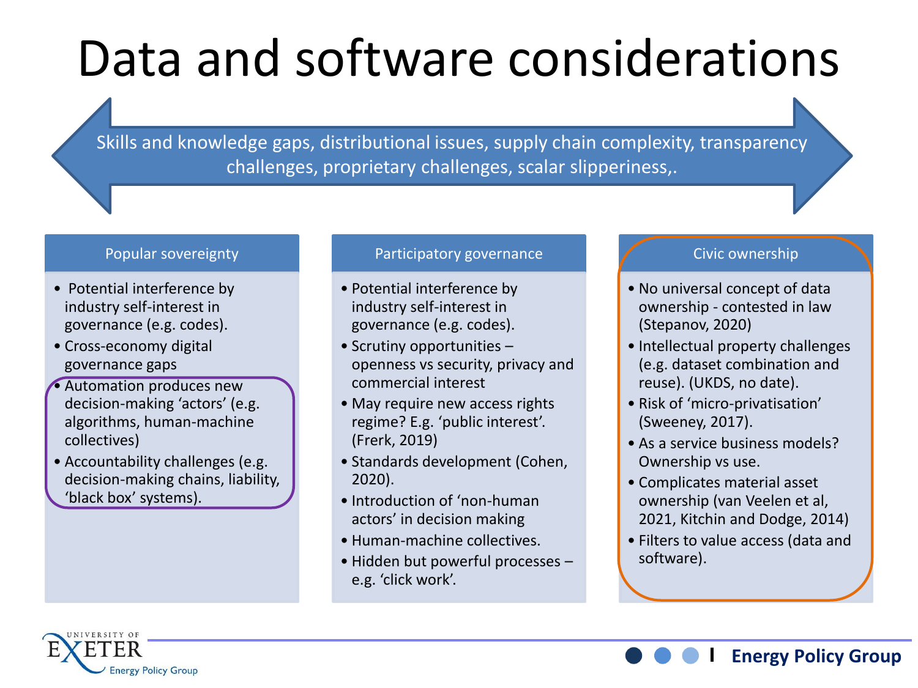# Data and software considerations

Skills and knowledge gaps, distributional issues, supply chain complexity, transparency challenges, proprietary challenges, scalar slipperiness,.

## Popular sovereignty

- Potential interference by industry self-interest in governance (e.g. codes).
- Cross-economy digital governance gaps
- Automation produces new decision-making 'actors' (e.g. algorithms, human-machine collectives)
- Accountability challenges (e.g. decision-making chains, liability, 'black box' systems).

## Participatory governance

- Potential interference by industry self-interest in governance (e.g. codes).
- Scrutiny opportunities – openness vs security, privacy and commercial interest
- May require new access rights regime? E.g. 'public interest'. (Frerk, 2019)
- Standards development (Cohen, 2020).
- Introduction of 'non-human actors' in decision making
- Human-machine collectives.
- Hidden but powerful processes – e.g. 'click work'.

## Civic ownership

- No universal concept of data ownership - contested in law (Stepanov, 2020)
- Intellectual property challenges (e.g. dataset combination and reuse). (UKDS, no date).
- Risk of 'micro-privatisation' (Sweeney, 2017).
- As a service business models? Ownership vs use.
- Complicates material asset ownership (van Veelen et al, 2021, Kitchin and Dodge, 2014)
- Filters to value access (data and software).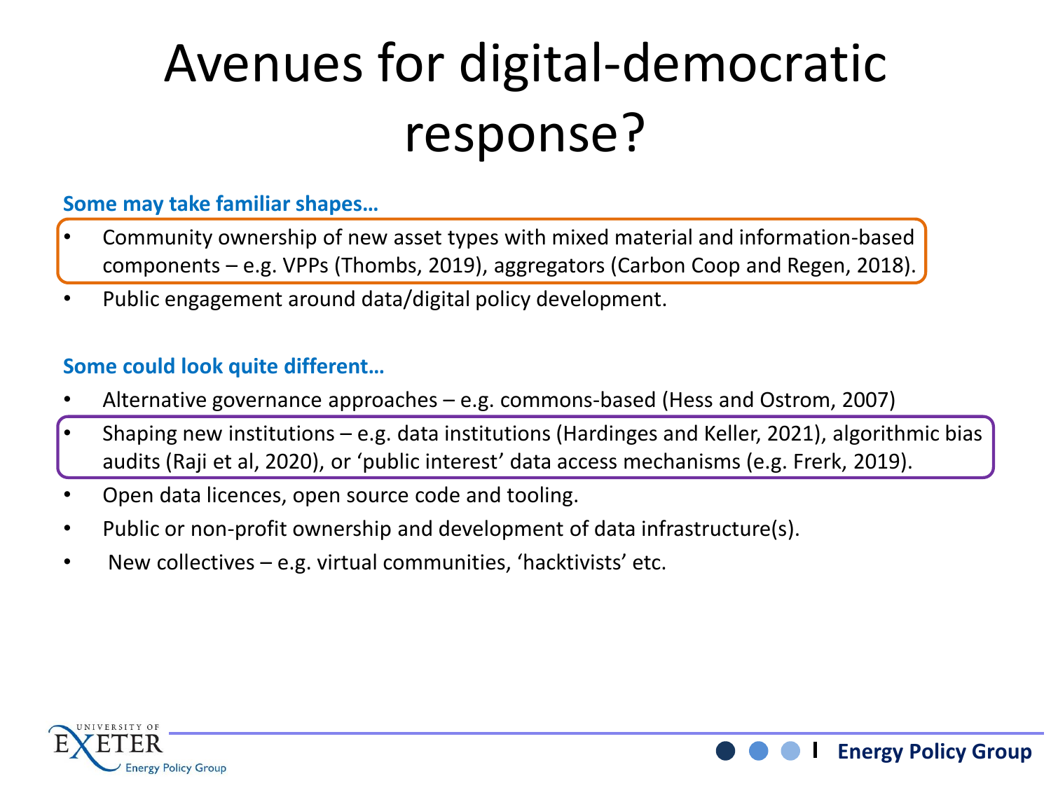# Avenues for digital-democratic response?

**Some may take familiar shapes…**

- Community ownership of new asset types with mixed material and information-based components – e.g. VPPs (Thombs, 2019), aggregators (Carbon Coop and Regen, 2018).
- Public engagement around data/digital policy development.

**Some could look quite different…**

- Alternative governance approaches – e.g. commons-based (Hess and Ostrom, 2007)
- Shaping new institutions – e.g. data institutions (Hardinges and Keller, 2021), algorithmic bias audits (Raji et al, 2020), or 'public interest' data access mechanisms (e.g. Frerk, 2019).
- Open data licences, open source code and tooling.
- Public or non-profit ownership and development of data infrastructure(s).
- New collectives – e.g. virtual communities, 'hacktivists' etc.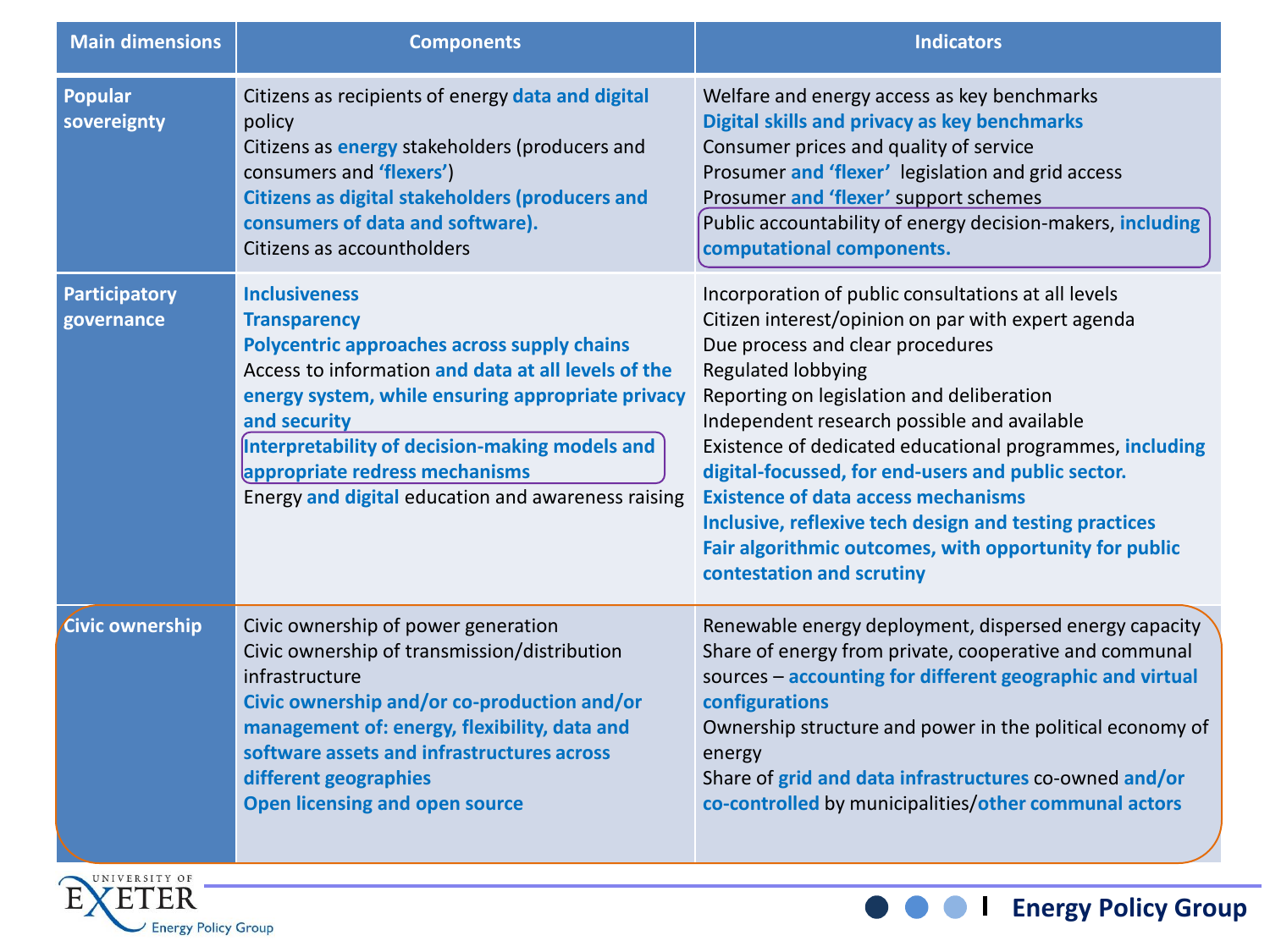| Main dimensions | Components | Indicators |
|---|---|---|
| Popular sovereignty | Citizens as recipients of energy **data and digital** policy<br>Citizens as **energy** stakeholders (producers and consumers and **'flexers'**)<br>**Citizens as digital stakeholders (producers and consumers of data and software).**<br>Citizens as accountholders | Welfare and energy access as key benchmarks<br>**Digital skills and privacy as key benchmarks**<br>Consumer prices and quality of service<br>Prosumer **and 'flexer'** legislation and grid access<br>Prosumer **and 'flexer'** support schemes<br>Public accountability of energy decision-makers, **including computational components.** |
| Participatory governance | **Inclusiveness**<br>**Transparency**<br>**Polycentric approaches across supply chains**<br>Access to information **and data at all levels of the energy system, while ensuring appropriate privacy and security**<br>**Interpretability of decision-making models and appropriate redress mechanisms**<br>Energy **and digital** education and awareness raising | Incorporation of public consultations at all levels<br>Citizen interest/opinion on par with expert agenda<br>Due process and clear procedures<br>Regulated lobbying<br>Reporting on legislation and deliberation<br>Independent research possible and available<br>Existence of dedicated educational programmes, **including digital-focussed, for end-users and public sector.**<br>**Existence of data access mechanisms**<br>**Inclusive, reflexive tech design and testing practices**<br>**Fair algorithmic outcomes, with opportunity for public contestation and scrutiny** |
| Civic ownership | Civic ownership of power generation<br>Civic ownership of transmission/distribution infrastructure<br>**Civic ownership and/or co-production and/or management of: energy, flexibility, data and software assets and infrastructures across different geographies**<br>**Open licensing and open source** | Renewable energy deployment, dispersed energy capacity<br>Share of energy from private, cooperative and communal sources – **accounting for different geographic and virtual configurations**<br>Ownership structure and power in the political economy of energy<br>Share of **grid and data infrastructures** co-owned **and/or co-controlled** by municipalities/**other communal actors** |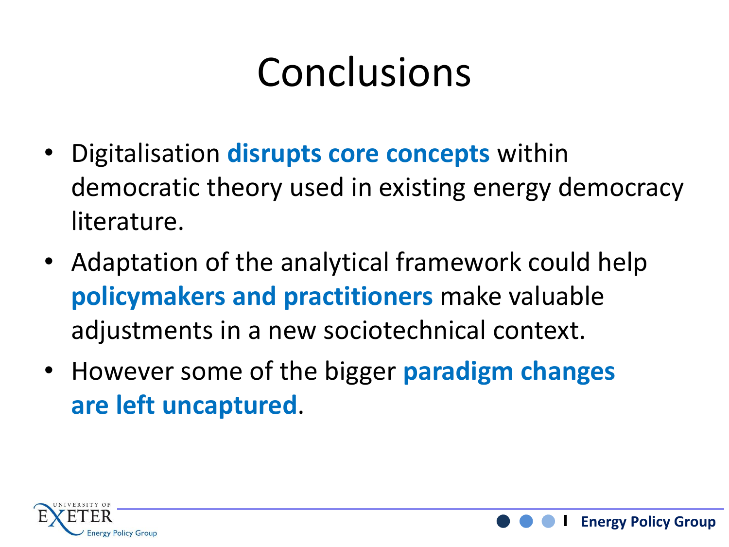# Conclusions

- Digitalisation **disrupts core concepts** within democratic theory used in existing energy democracy literature.
- Adaptation of the analytical framework could help **policymakers and practitioners** make valuable adjustments in a new sociotechnical context.
- However some of the bigger **paradigm changes are left uncaptured**.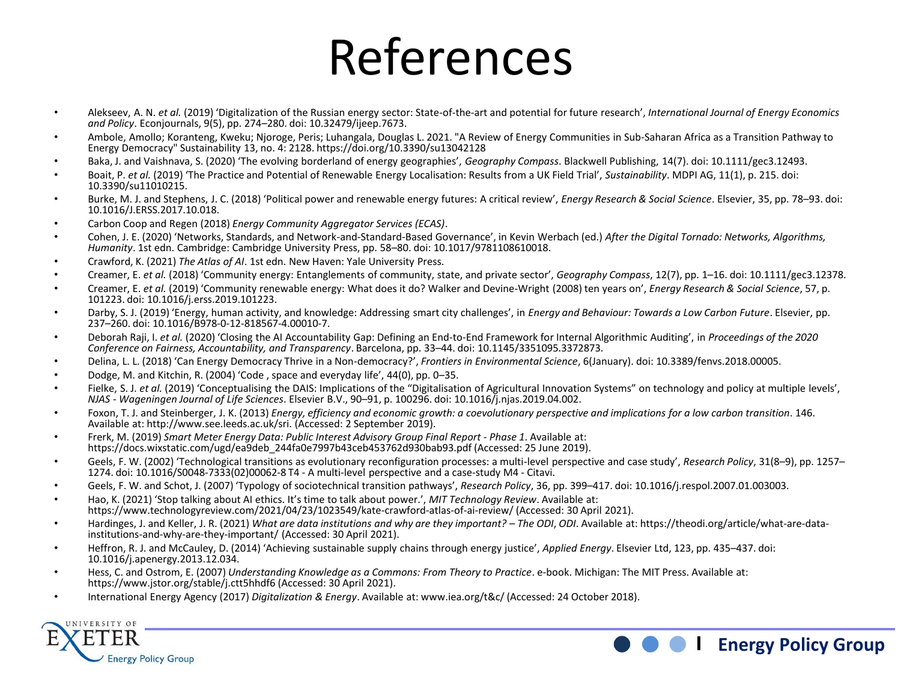# References

- Alekseev, A. N. *et al.* (2019) 'Digitalization of the Russian energy sector: State-of-the-art and potential for future research', *International Journal of Energy Economics and Policy*. Econjournals, 9(5), pp. 274–280. doi: 10.32479/ijeep.7673.
- Ambole, Amollo; Koranteng, Kweku; Njoroge, Peris; Luhangala, Douglas L. 2021. "A Review of Energy Communities in Sub-Saharan Africa as a Transition Pathway to Energy Democracy" Sustainability 13, no. 4: 2128. https://doi.org/10.3390/su13042128
- Baka, J. and Vaishnava, S. (2020) 'The evolving borderland of energy geographies', *Geography Compass*. Blackwell Publishing, 14(7). doi: 10.1111/gec3.12493.
- Boait, P. *et al.* (2019) 'The Practice and Potential of Renewable Energy Localisation: Results from a UK Field Trial', *Sustainability*. MDPI AG, 11(1), p. 215. doi: 10.3390/su11010215.
- Burke, M. J. and Stephens, J. C. (2018) 'Political power and renewable energy futures: A critical review', *Energy Research & Social Science*. Elsevier, 35, pp. 78–93. doi: 10.1016/J.ERSS.2017.10.018.
- Carbon Coop and Regen (2018) *Energy Community Aggregator Services (ECAS)*.
- Cohen, J. E. (2020) 'Networks, Standards, and Network-and-Standard-Based Governance', in Kevin Werbach (ed.) *After the Digital Tornado: Networks, Algorithms, Humanity*. 1st edn. Cambridge: Cambridge University Press, pp. 58–80. doi: 10.1017/9781108610018.
- Crawford, K. (2021) *The Atlas of AI*. 1st edn. New Haven: Yale University Press.
- Creamer, E. *et al.* (2018) 'Community energy: Entanglements of community, state, and private sector', *Geography Compass*, 12(7), pp. 1–16. doi: 10.1111/gec3.12378.
- Creamer, E. *et al.* (2019) 'Community renewable energy: What does it do? Walker and Devine-Wright (2008) ten years on', *Energy Research & Social Science*, 57, p. 101223. doi: 10.1016/j.erss.2019.101223.
- Darby, S. J. (2019) 'Energy, human activity, and knowledge: Addressing smart city challenges', in *Energy and Behaviour: Towards a Low Carbon Future*. Elsevier, pp. 237–260. doi: 10.1016/B978-0-12-818567-4.00010-7.
- Deborah Raji, I. *et al.* (2020) 'Closing the AI Accountability Gap: Defining an End-to-End Framework for Internal Algorithmic Auditing', in *Proceedings of the 2020 Conference on Fairness, Accountability, and Transparency*. Barcelona, pp. 33–44. doi: 10.1145/3351095.3372873.
- Delina, L. L. (2018) 'Can Energy Democracy Thrive in a Non-democracy?', *Frontiers in Environmental Science*, 6(January). doi: 10.3389/fenvs.2018.00005.
- Dodge, M. and Kitchin, R. (2004) 'Code , space and everyday life', 44(0), pp. 0–35.
- Fielke, S. J. *et al.* (2019) 'Conceptualising the DAIS: Implications of the "Digitalisation of Agricultural Innovation Systems" on technology and policy at multiple levels', *NJAS - Wageningen Journal of Life Sciences*. Elsevier B.V., 90–91, p. 100296. doi: 10.1016/j.njas.2019.04.002.
- Foxon, T. J. and Steinberger, J. K. (2013) *Energy, efficiency and economic growth: a coevolutionary perspective and implications for a low carbon transition*. 146. Available at: http://www.see.leeds.ac.uk/sri. (Accessed: 2 September 2019).
- Frerk, M. (2019) *Smart Meter Energy Data: Public Interest Advisory Group Final Report - Phase 1*. Available at: https://docs.wixstatic.com/ugd/ea9deb_244fa0e7997b43ceb453762d930bab93.pdf (Accessed: 25 June 2019).
- Geels, F. W. (2002) 'Technological transitions as evolutionary reconfiguration processes: a multi-level perspective and case study', *Research Policy*, 31(8–9), pp. 1257–1274. doi: 10.1016/S0048-7333(02)00062-8 T4 - A multi-level perspective and a case-study M4 - Citavi.
- Geels, F. W. and Schot, J. (2007) 'Typology of sociotechnical transition pathways', *Research Policy*, 36, pp. 399–417. doi: 10.1016/j.respol.2007.01.003003.
- Hao, K. (2021) 'Stop talking about AI ethics. It's time to talk about power.', *MIT Technology Review*. Available at: https://www.technologyreview.com/2021/04/23/1023549/kate-crawford-atlas-of-ai-review/ (Accessed: 30 April 2021).
- Hardinges, J. and Keller, J. R. (2021) *What are data institutions and why are they important? – The ODI*, *ODI*. Available at: https://theodi.org/article/what-are-data-institutions-and-why-are-they-important/ (Accessed: 30 April 2021).
- Heffron, R. J. and McCauley, D. (2014) 'Achieving sustainable supply chains through energy justice', *Applied Energy*. Elsevier Ltd, 123, pp. 435–437. doi: 10.1016/j.apenergy.2013.12.034.
- Hess, C. and Ostrom, E. (2007) *Understanding Knowledge as a Commons: From Theory to Practice*. e-book. Michigan: The MIT Press. Available at: https://www.jstor.org/stable/j.ctt5hhdf6 (Accessed: 30 April 2021).
- International Energy Agency (2017) *Digitalization & Energy*. Available at: www.iea.org/t&c/ (Accessed: 24 October 2018).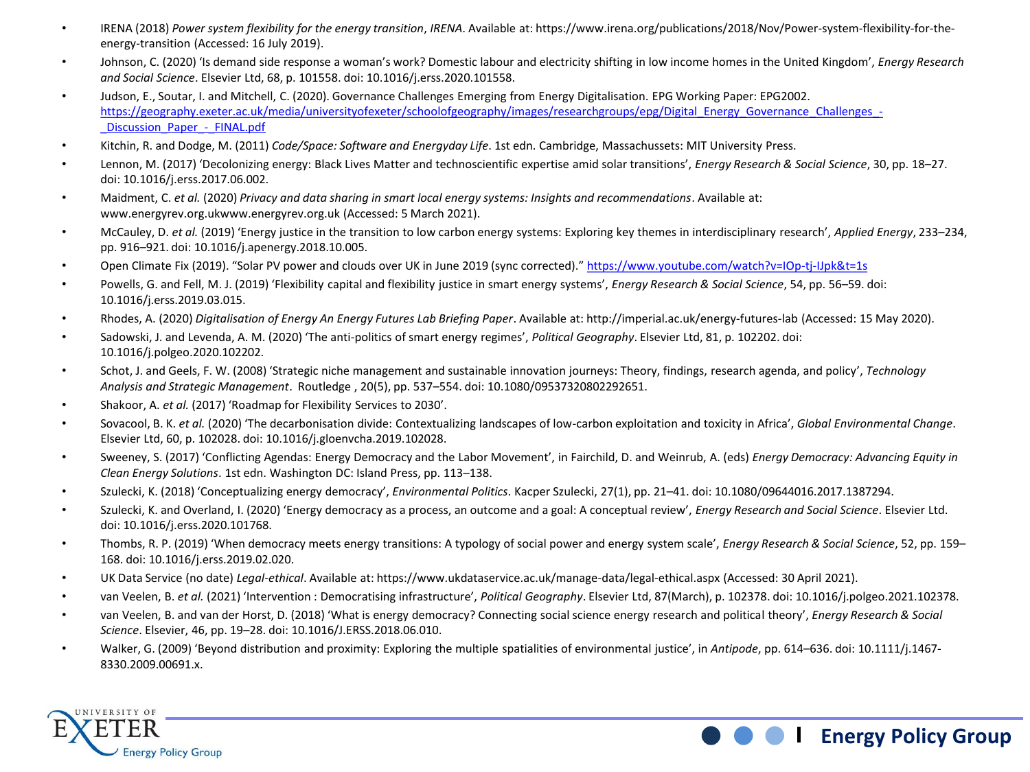- IRENA (2018) *Power system flexibility for the energy transition*, *IRENA*. Available at: https://www.irena.org/publications/2018/Nov/Power-system-flexibility-for-the-energy-transition (Accessed: 16 July 2019).
- Johnson, C. (2020) 'Is demand side response a woman's work? Domestic labour and electricity shifting in low income homes in the United Kingdom', *Energy Research and Social Science*. Elsevier Ltd, 68, p. 101558. doi: 10.1016/j.erss.2020.101558.
- Judson, E., Soutar, I. and Mitchell, C. (2020). Governance Challenges Emerging from Energy Digitalisation. EPG Working Paper: EPG2002. https://geography.exeter.ac.uk/media/universityofexeter/schoolofgeography/images/researchgroups/epg/Digital_Energy_Governance_Challenges_-_Discussion_Paper_-_FINAL.pdf
- Kitchin, R. and Dodge, M. (2011) *Code/Space: Software and Energyday Life*. 1st edn. Cambridge, Massachussets: MIT University Press.
- Lennon, M. (2017) 'Decolonizing energy: Black Lives Matter and technoscientific expertise amid solar transitions', *Energy Research & Social Science*, 30, pp. 18–27. doi: 10.1016/j.erss.2017.06.002.
- Maidment, C. *et al.* (2020) *Privacy and data sharing in smart local energy systems: Insights and recommendations*. Available at: www.energyrev.org.ukwww.energyrev.org.uk (Accessed: 5 March 2021).
- McCauley, D. *et al.* (2019) 'Energy justice in the transition to low carbon energy systems: Exploring key themes in interdisciplinary research', *Applied Energy*, 233–234, pp. 916–921. doi: 10.1016/j.apenergy.2018.10.005.
- Open Climate Fix (2019). "Solar PV power and clouds over UK in June 2019 (sync corrected)." https://www.youtube.com/watch?v=IOp-tj-IJpk&t=1s
- Powells, G. and Fell, M. J. (2019) 'Flexibility capital and flexibility justice in smart energy systems', *Energy Research & Social Science*, 54, pp. 56–59. doi: 10.1016/j.erss.2019.03.015.
- Rhodes, A. (2020) *Digitalisation of Energy An Energy Futures Lab Briefing Paper*. Available at: http://imperial.ac.uk/energy-futures-lab (Accessed: 15 May 2020).
- Sadowski, J. and Levenda, A. M. (2020) 'The anti-politics of smart energy regimes', *Political Geography*. Elsevier Ltd, 81, p. 102202. doi: 10.1016/j.polgeo.2020.102202.
- Schot, J. and Geels, F. W. (2008) 'Strategic niche management and sustainable innovation journeys: Theory, findings, research agenda, and policy', *Technology Analysis and Strategic Management*. Routledge , 20(5), pp. 537–554. doi: 10.1080/09537320802292651.
- Shakoor, A. *et al.* (2017) 'Roadmap for Flexibility Services to 2030'.
- Sovacool, B. K. *et al.* (2020) 'The decarbonisation divide: Contextualizing landscapes of low-carbon exploitation and toxicity in Africa', *Global Environmental Change*. Elsevier Ltd, 60, p. 102028. doi: 10.1016/j.gloenvcha.2019.102028.
- Sweeney, S. (2017) 'Conflicting Agendas: Energy Democracy and the Labor Movement', in Fairchild, D. and Weinrub, A. (eds) *Energy Democracy: Advancing Equity in Clean Energy Solutions*. 1st edn. Washington DC: Island Press, pp. 113–138.
- Szulecki, K. (2018) 'Conceptualizing energy democracy', *Environmental Politics*. Kacper Szulecki, 27(1), pp. 21–41. doi: 10.1080/09644016.2017.1387294.
- Szulecki, K. and Overland, I. (2020) 'Energy democracy as a process, an outcome and a goal: A conceptual review', *Energy Research and Social Science*. Elsevier Ltd. doi: 10.1016/j.erss.2020.101768.
- Thombs, R. P. (2019) 'When democracy meets energy transitions: A typology of social power and energy system scale', *Energy Research & Social Science*, 52, pp. 159–168. doi: 10.1016/j.erss.2019.02.020.
- UK Data Service (no date) *Legal-ethical*. Available at: https://www.ukdataservice.ac.uk/manage-data/legal-ethical.aspx (Accessed: 30 April 2021).
- van Veelen, B. *et al.* (2021) 'Intervention : Democratising infrastructure', *Political Geography*. Elsevier Ltd, 87(March), p. 102378. doi: 10.1016/j.polgeo.2021.102378.
- van Veelen, B. and van der Horst, D. (2018) 'What is energy democracy? Connecting social science energy research and political theory', *Energy Research & Social Science*. Elsevier, 46, pp. 19–28. doi: 10.1016/J.ERSS.2018.06.010.
- Walker, G. (2009) 'Beyond distribution and proximity: Exploring the multiple spatialities of environmental justice', in *Antipode*, pp. 614–636. doi: 10.1111/j.1467-8330.2009.00691.x.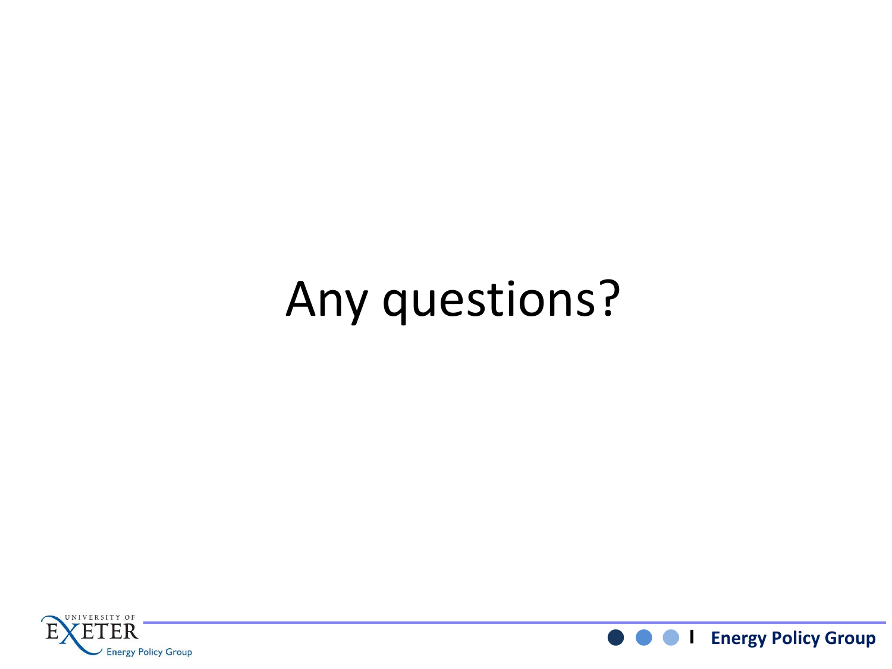# Any questions?